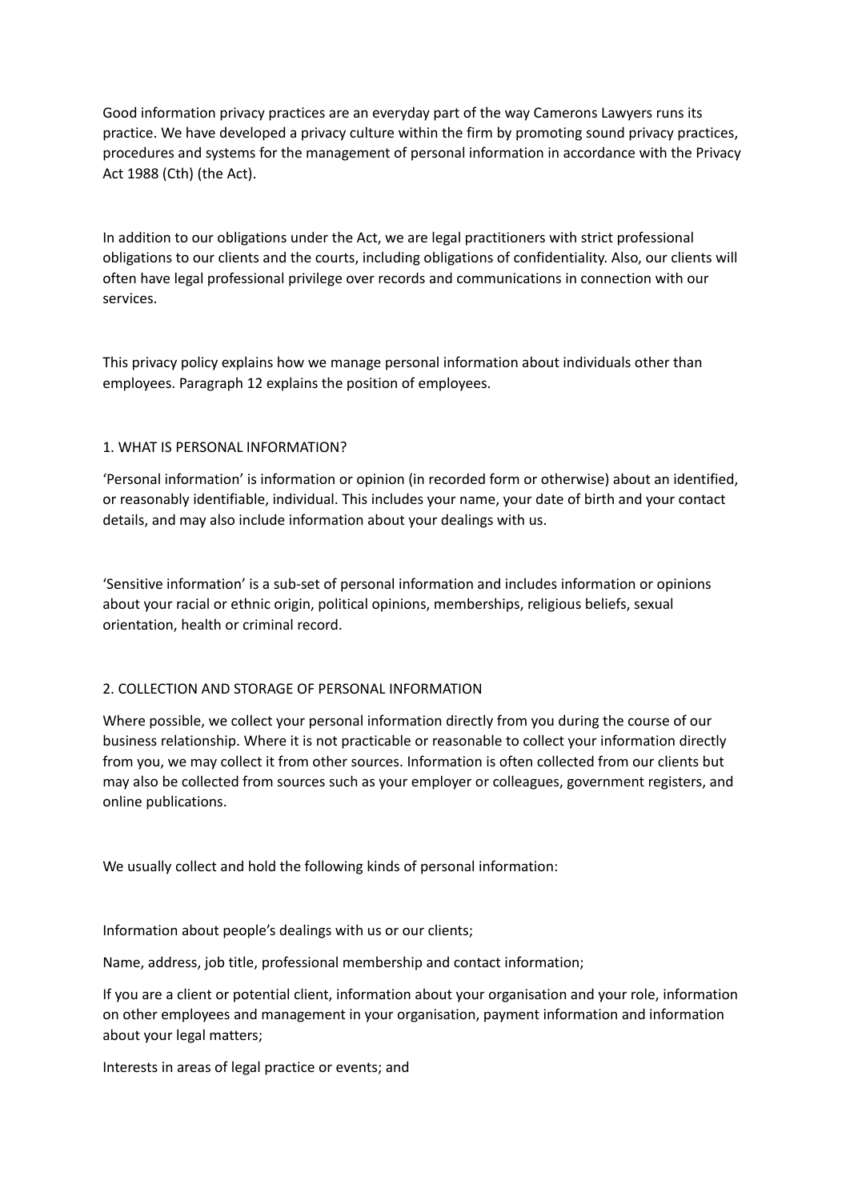Good information privacy practices are an everyday part of the way Camerons Lawyers runs its practice. We have developed a privacy culture within the firm by promoting sound privacy practices, procedures and systems for the management of personal information in accordance with the Privacy Act 1988 (Cth) (the Act).

In addition to our obligations under the Act, we are legal practitioners with strict professional obligations to our clients and the courts, including obligations of confidentiality. Also, our clients will often have legal professional privilege over records and communications in connection with our services.

This privacy policy explains how we manage personal information about individuals other than employees. Paragraph 12 explains the position of employees.

## 1. WHAT IS PERSONAL INFORMATION?

'Personal information' is information or opinion (in recorded form or otherwise) about an identified, or reasonably identifiable, individual. This includes your name, your date of birth and your contact details, and may also include information about your dealings with us.

'Sensitive information' is a sub-set of personal information and includes information or opinions about your racial or ethnic origin, political opinions, memberships, religious beliefs, sexual orientation, health or criminal record.

## 2. COLLECTION AND STORAGE OF PERSONAL INFORMATION

Where possible, we collect your personal information directly from you during the course of our business relationship. Where it is not practicable or reasonable to collect your information directly from you, we may collect it from other sources. Information is often collected from our clients but may also be collected from sources such as your employer or colleagues, government registers, and online publications.

We usually collect and hold the following kinds of personal information:

Information about people's dealings with us or our clients;

Name, address, job title, professional membership and contact information;

If you are a client or potential client, information about your organisation and your role, information on other employees and management in your organisation, payment information and information about your legal matters;

Interests in areas of legal practice or events; and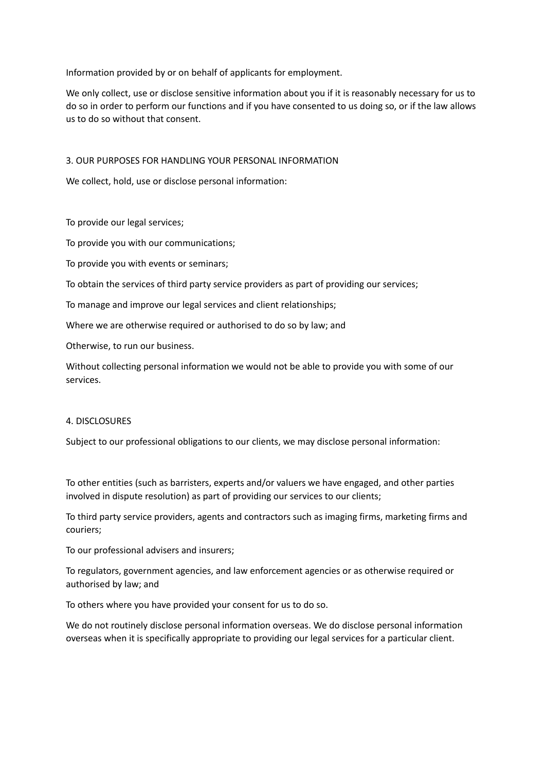Information provided by or on behalf of applicants for employment.

We only collect, use or disclose sensitive information about you if it is reasonably necessary for us to do so in order to perform our functions and if you have consented to us doing so, or if the law allows us to do so without that consent.

## 3. OUR PURPOSES FOR HANDLING YOUR PERSONAL INFORMATION

We collect, hold, use or disclose personal information:

- To provide our legal services;
- To provide you with our communications;
- To provide you with events or seminars;
- To obtain the services of third party service providers as part of providing our services;
- To manage and improve our legal services and client relationships;
- Where we are otherwise required or authorised to do so by law; and
- Otherwise, to run our business.

Without collecting personal information we would not be able to provide you with some of our services.

## 4. DISCLOSURES

Subject to our professional obligations to our clients, we may disclose personal information:

- To other entities (such as barristers, experts and/or valuers we have engaged, and other parties involved in dispute resolution) as part of providing our services to our clients;
- To third party service providers, agents and contractors such as imaging firms, marketing firms and couriers;
- To our professional advisers and insurers;
- To regulators, government agencies, and law enforcement agencies or as otherwise required or authorised by law; and
- To others where you have provided your consent for us to do so.

We do not routinely disclose personal information overseas. We do disclose personal information overseas when it is specifically appropriate to providing our legal services for a particular client.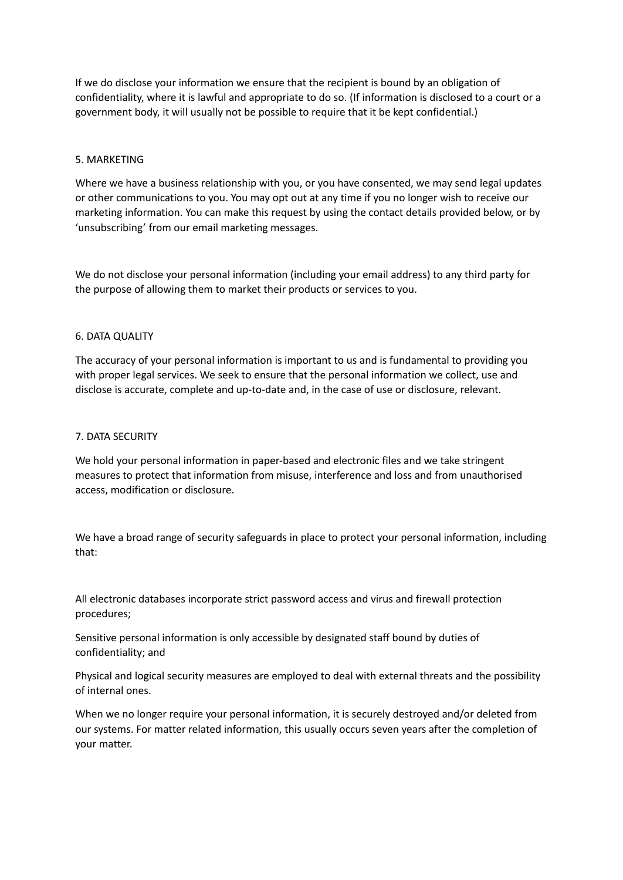If we do disclose your information we ensure that the recipient is bound by an obligation of confidentiality, where it is lawful and appropriate to do so. (If information is disclosed to a court or a government body, it will usually not be possible to require that it be kept confidential.)

## 5. MARKETING

Where we have a business relationship with you, or you have consented, we may send legal updates or other communications to you. You may opt out at any time if you no longer wish to receive our marketing information. You can make this request by using the contact details provided below, or by 'unsubscribing' from our email marketing messages.

We do not disclose your personal information (including your email address) to any third party for the purpose of allowing them to market their products or services to you.

## 6. DATA QUALITY

The accuracy of your personal information is important to us and is fundamental to providing you with proper legal services. We seek to ensure that the personal information we collect, use and disclose is accurate, complete and up-to-date and, in the case of use or disclosure, relevant.

## 7. DATA SECURITY

We hold your personal information in paper-based and electronic files and we take stringent measures to protect that information from misuse, interference and loss and from unauthorised access, modification or disclosure.

We have a broad range of security safeguards in place to protect your personal information, including that:

All electronic databases incorporate strict password access and virus and firewall protection procedures;

Sensitive personal information is only accessible by designated staff bound by duties of confidentiality; and

Physical and logical security measures are employed to deal with external threats and the possibility of internal ones.

When we no longer require your personal information, it is securely destroyed and/or deleted from our systems. For matter related information, this usually occurs seven years after the completion of your matter.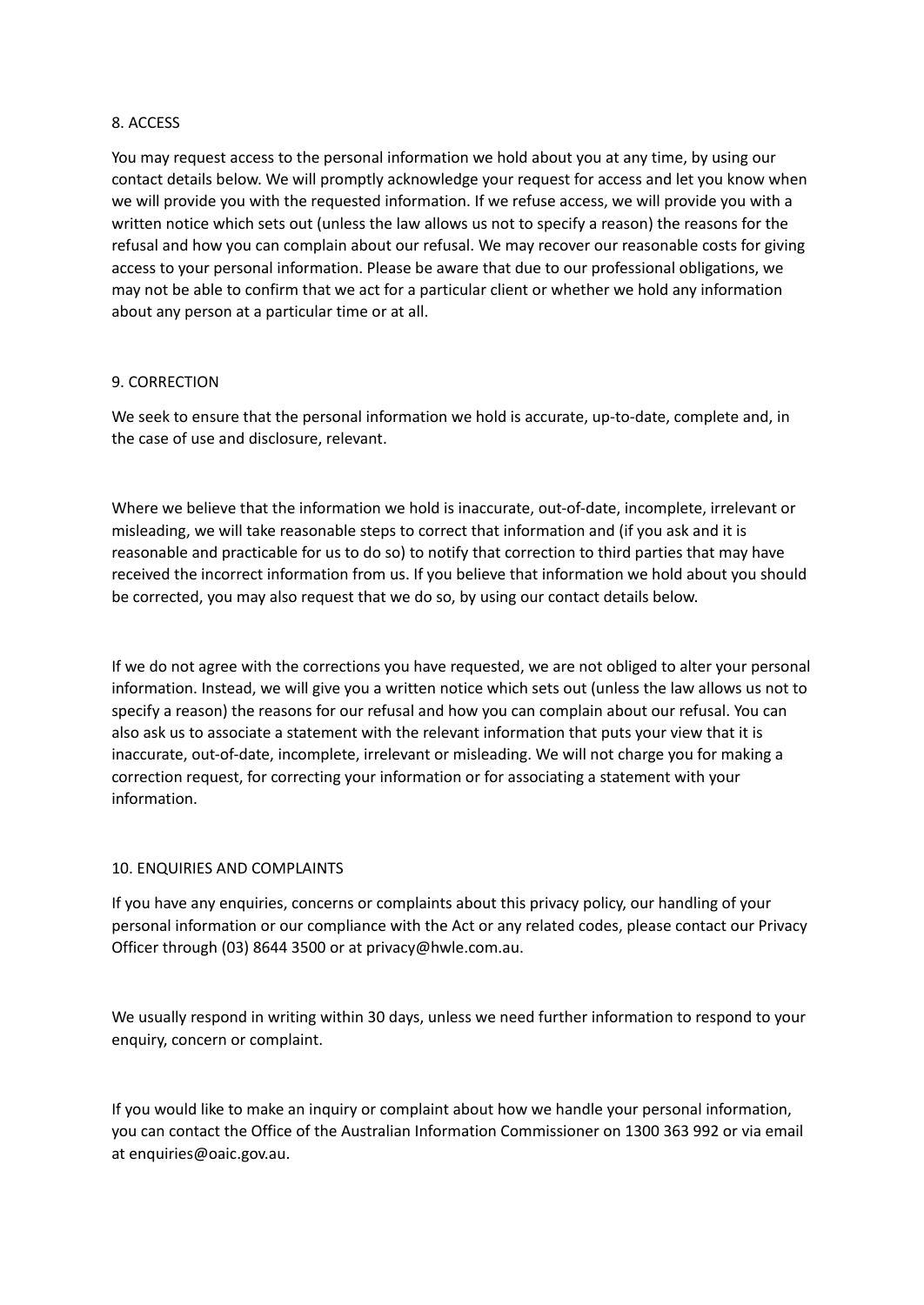## 8. ACCESS

You may request access to the personal information we hold about you at any time, by using our contact details below. We will promptly acknowledge your request for access and let you know when we will provide you with the requested information. If we refuse access, we will provide you with a written notice which sets out (unless the law allows us not to specify a reason) the reasons for the refusal and how you can complain about our refusal. We may recover our reasonable costs for giving access to your personal information. Please be aware that due to our professional obligations, we may not be able to confirm that we act for a particular client or whether we hold any information about any person at a particular time or at all.

## 9. CORRECTION

We seek to ensure that the personal information we hold is accurate, up-to-date, complete and, in the case of use and disclosure, relevant.

Where we believe that the information we hold is inaccurate, out-of-date, incomplete, irrelevant or misleading, we will take reasonable steps to correct that information and (if you ask and it is reasonable and practicable for us to do so) to notify that correction to third parties that may have received the incorrect information from us. If you believe that information we hold about you should be corrected, you may also request that we do so, by using our contact details below.

If we do not agree with the corrections you have requested, we are not obliged to alter your personal information. Instead, we will give you a written notice which sets out (unless the law allows us not to specify a reason) the reasons for our refusal and how you can complain about our refusal. You can also ask us to associate a statement with the relevant information that puts your view that it is inaccurate, out-of-date, incomplete, irrelevant or misleading. We will not charge you for making a correction request, for correcting your information or for associating a statement with your information.

## 10. ENQUIRIES AND COMPLAINTS

If you have any enquiries, concerns or complaints about this privacy policy, our handling of your personal information or our compliance with the Act or any related codes, please contact our Privacy Officer through (03) 8644 3500 or at privacy@hwle.com.au.

We usually respond in writing within 30 days, unless we need further information to respond to your enquiry, concern or complaint.

If you would like to make an inquiry or complaint about how we handle your personal information, you can contact the Office of the Australian Information Commissioner on 1300 363 992 or via email at enquiries@oaic.gov.au.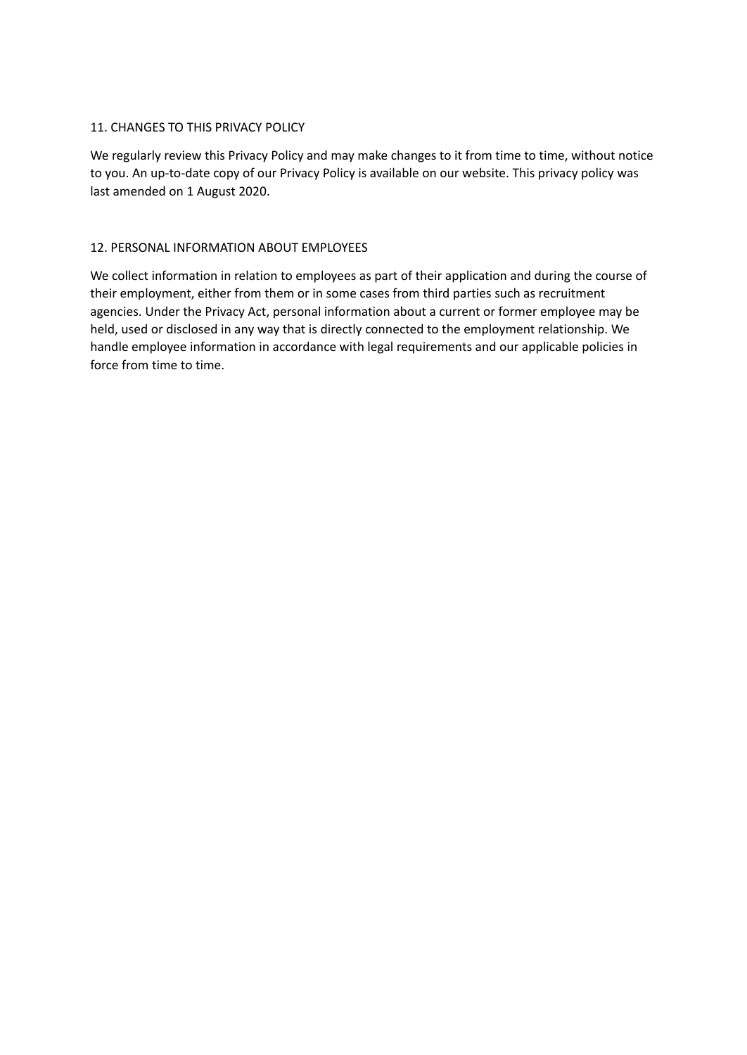## 11. CHANGES TO THIS PRIVACY POLICY

We regularly review this Privacy Policy and may make changes to it from time to time, without notice to you. An up-to-date copy of our Privacy Policy is available on our website. This privacy policy was last amended on 1 August 2020.

## 12. PERSONAL INFORMATION ABOUT EMPLOYEES

We collect information in relation to employees as part of their application and during the course of their employment, either from them or in some cases from third parties such as recruitment agencies. Under the Privacy Act, personal information about a current or former employee may be held, used or disclosed in any way that is directly connected to the employment relationship. We handle employee information in accordance with legal requirements and our applicable policies in force from time to time.